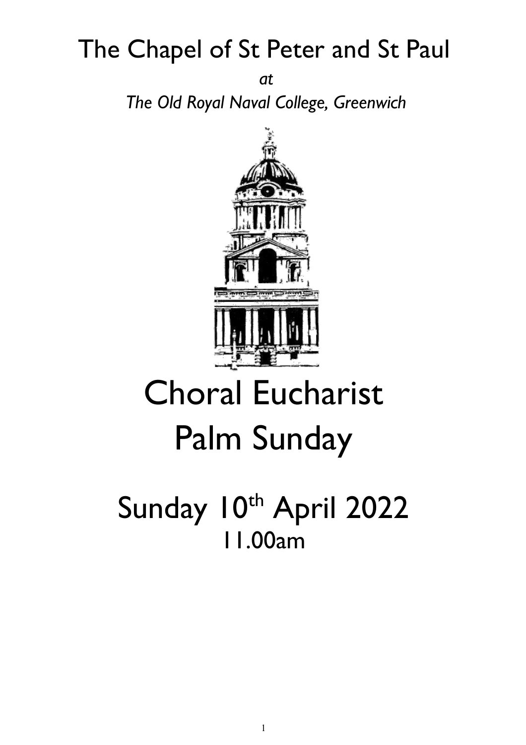# The Chapel of St Peter and St Paul

*at*

*The Old Royal Naval College, Greenwich*

# Choral Eucharist
# Palm Sunday

## Sunday 10th April 2022
## 11.00am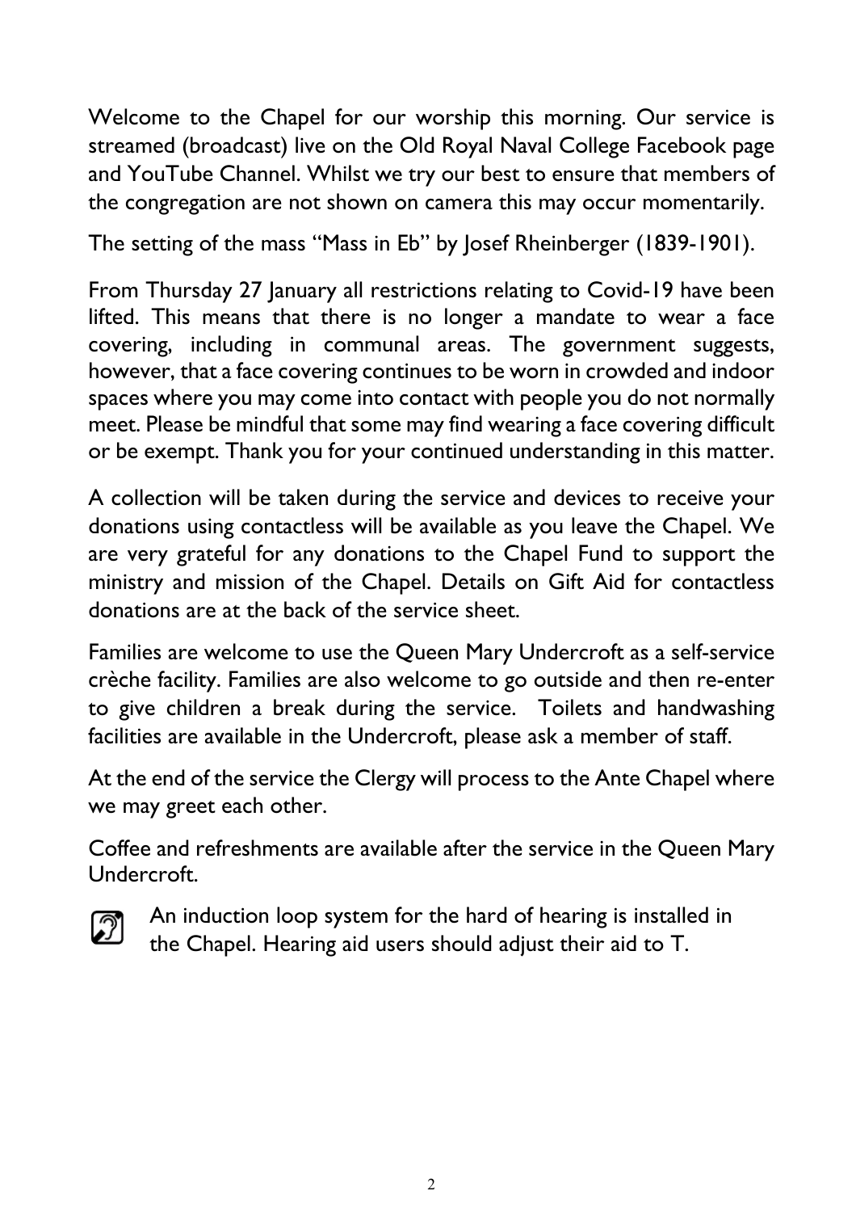Welcome to the Chapel for our worship this morning. Our service is streamed (broadcast) live on the Old Royal Naval College Facebook page and YouTube Channel. Whilst we try our best to ensure that members of the congregation are not shown on camera this may occur momentarily.

The setting of the mass "Mass in Eb" by Josef Rheinberger (1839-1901).

From Thursday 27 January all restrictions relating to Covid-19 have been lifted. This means that there is no longer a mandate to wear a face covering, including in communal areas. The government suggests, however, that a face covering continues to be worn in crowded and indoor spaces where you may come into contact with people you do not normally meet. Please be mindful that some may find wearing a face covering difficult or be exempt. Thank you for your continued understanding in this matter.

A collection will be taken during the service and devices to receive your donations using contactless will be available as you leave the Chapel. We are very grateful for any donations to the Chapel Fund to support the ministry and mission of the Chapel. Details on Gift Aid for contactless donations are at the back of the service sheet.

Families are welcome to use the Queen Mary Undercroft as a self-service crèche facility. Families are also welcome to go outside and then re-enter to give children a break during the service. Toilets and handwashing facilities are available in the Undercroft, please ask a member of staff.

At the end of the service the Clergy will process to the Ante Chapel where we may greet each other.

Coffee and refreshments are available after the service in the Queen Mary Undercroft.

An induction loop system for the hard of hearing is installed in the Chapel. Hearing aid users should adjust their aid to T.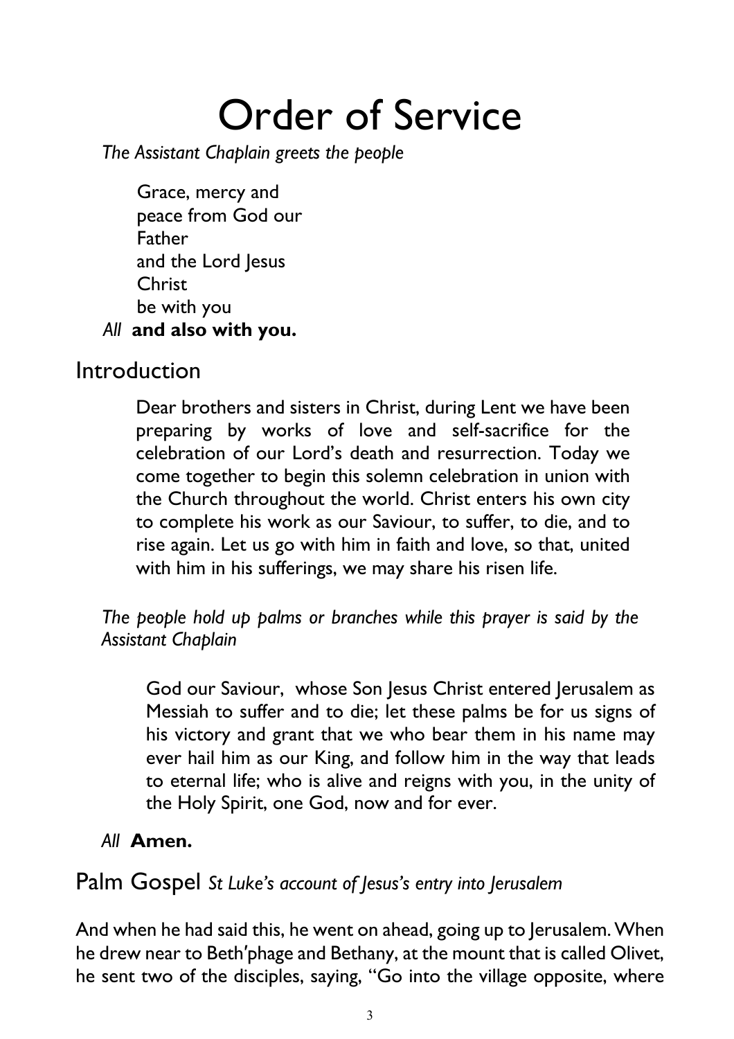# Order of Service

*The Assistant Chaplain greets the people*

Grace, mercy and
peace from God our
Father
and the Lord Jesus
Christ
be with you

*All* **and also with you.**

## Introduction

Dear brothers and sisters in Christ, during Lent we have been preparing by works of love and self-sacrifice for the celebration of our Lord's death and resurrection. Today we come together to begin this solemn celebration in union with the Church throughout the world. Christ enters his own city to complete his work as our Saviour, to suffer, to die, and to rise again. Let us go with him in faith and love, so that, united with him in his sufferings, we may share his risen life.

*The people hold up palms or branches while this prayer is said by the Assistant Chaplain*

God our Saviour, whose Son Jesus Christ entered Jerusalem as Messiah to suffer and to die; let these palms be for us signs of his victory and grant that we who bear them in his name may ever hail him as our King, and follow him in the way that leads to eternal life; who is alive and reigns with you, in the unity of the Holy Spirit, one God, now and for ever.

*All* **Amen.**

## Palm Gospel *St Luke's account of Jesus's entry into Jerusalem*

And when he had said this, he went on ahead, going up to Jerusalem. When he drew near to Beth'phage and Bethany, at the mount that is called Olivet, he sent two of the disciples, saying, "Go into the village opposite, where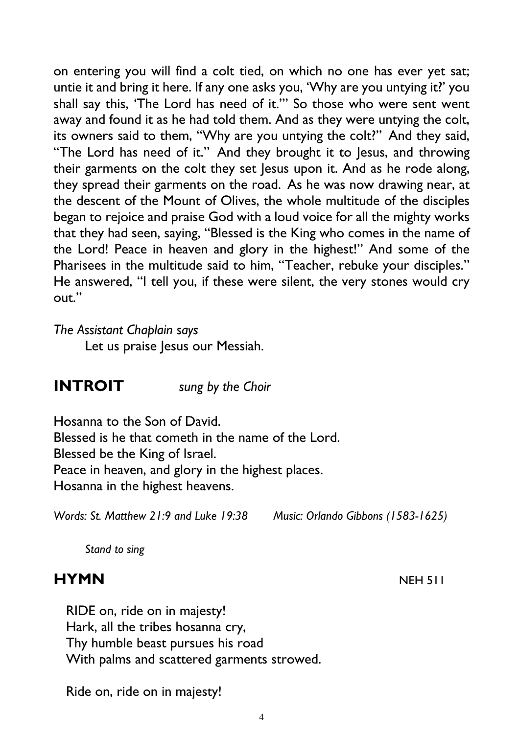on entering you will find a colt tied, on which no one has ever yet sat; untie it and bring it here. If any one asks you, 'Why are you untying it?' you shall say this, 'The Lord has need of it.'" So those who were sent went away and found it as he had told them. And as they were untying the colt, its owners said to them, "Why are you untying the colt?" And they said, "The Lord has need of it." And they brought it to Jesus, and throwing their garments on the colt they set Jesus upon it. And as he rode along, they spread their garments on the road. As he was now drawing near, at the descent of the Mount of Olives, the whole multitude of the disciples began to rejoice and praise God with a loud voice for all the mighty works that they had seen, saying, "Blessed is the King who comes in the name of the Lord! Peace in heaven and glory in the highest!" And some of the Pharisees in the multitude said to him, "Teacher, rebuke your disciples." He answered, "I tell you, if these were silent, the very stones would cry out."

*The Assistant Chaplain says*

Let us praise Jesus our Messiah.

## INTROIT *sung by the Choir*

Hosanna to the Son of David.
Blessed is he that cometh in the name of the Lord.
Blessed be the King of Israel.
Peace in heaven, and glory in the highest places.
Hosanna in the highest heavens.

*Words: St. Matthew 21:9 and Luke 19:38 Music: Orlando Gibbons (1583-1625)*

*Stand to sing*

## HYMN NEH 511

RIDE on, ride on in majesty!
Hark, all the tribes hosanna cry,
Thy humble beast pursues his road
With palms and scattered garments strowed.

Ride on, ride on in majesty!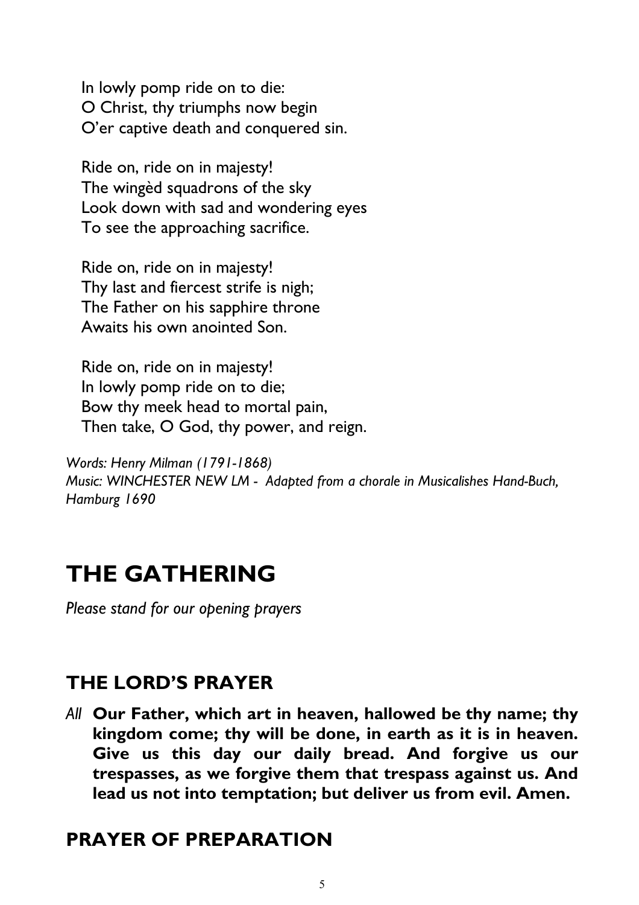In lowly pomp ride on to die:
O Christ, thy triumphs now begin
O'er captive death and conquered sin.

Ride on, ride on in majesty!
The wingèd squadrons of the sky
Look down with sad and wondering eyes
To see the approaching sacrifice.

Ride on, ride on in majesty!
Thy last and fiercest strife is nigh;
The Father on his sapphire throne
Awaits his own anointed Son.

Ride on, ride on in majesty!
In lowly pomp ride on to die;
Bow thy meek head to mortal pain,
Then take, O God, thy power, and reign.

*Words: Henry Milman (1791-1868)*
*Music: WINCHESTER NEW LM - Adapted from a chorale in Musicalishes Hand-Buch, Hamburg 1690*

# THE GATHERING

*Please stand for our opening prayers*

## THE LORD'S PRAYER

*All* **Our Father, which art in heaven, hallowed be thy name; thy kingdom come; thy will be done, in earth as it is in heaven. Give us this day our daily bread. And forgive us our trespasses, as we forgive them that trespass against us. And lead us not into temptation; but deliver us from evil. Amen.**

## PRAYER OF PREPARATION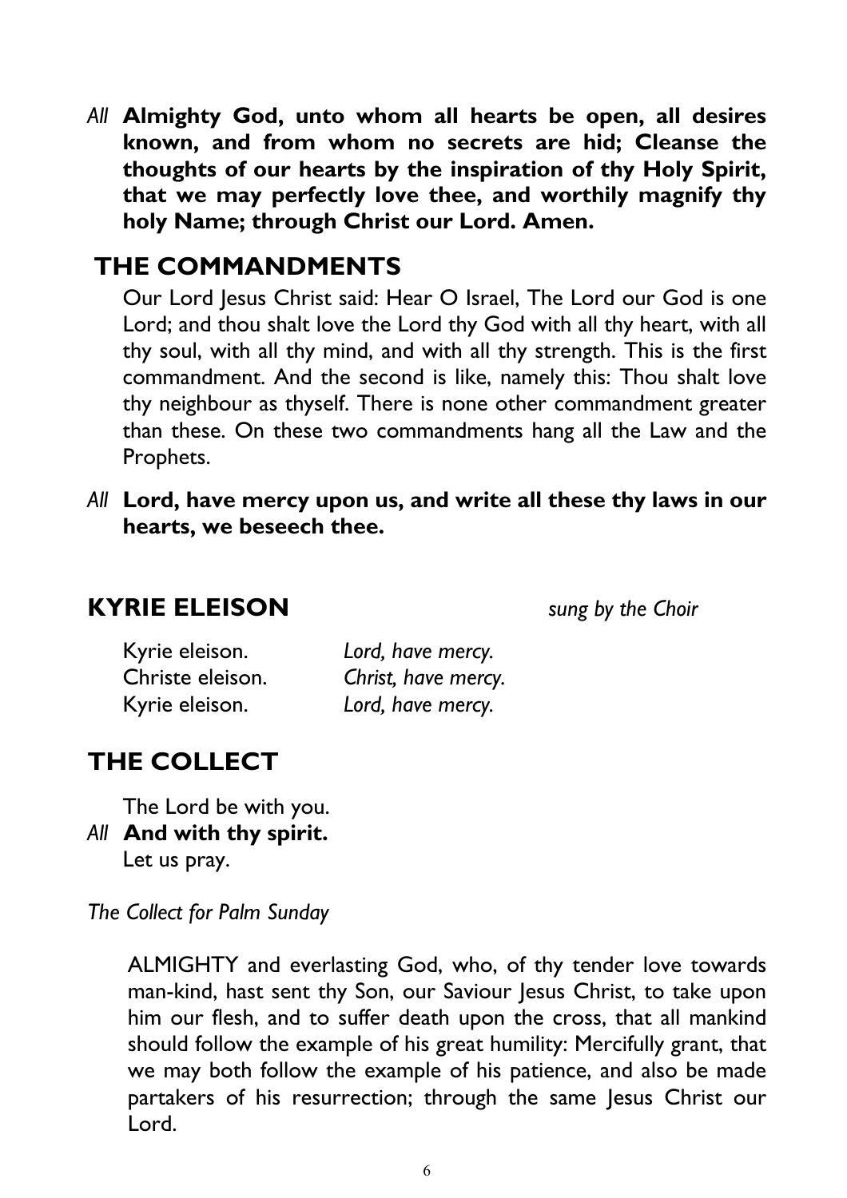*All* **Almighty God, unto whom all hearts be open, all desires known, and from whom no secrets are hid; Cleanse the thoughts of our hearts by the inspiration of thy Holy Spirit, that we may perfectly love thee, and worthily magnify thy holy Name; through Christ our Lord. Amen.**

## THE COMMANDMENTS

Our Lord Jesus Christ said: Hear O Israel, The Lord our God is one Lord; and thou shalt love the Lord thy God with all thy heart, with all thy soul, with all thy mind, and with all thy strength. This is the first commandment. And the second is like, namely this: Thou shalt love thy neighbour as thyself. There is none other commandment greater than these. On these two commandments hang all the Law and the Prophets.

*All* **Lord, have mercy upon us, and write all these thy laws in our hearts, we beseech thee.**

## KYRIE ELEISON

*sung by the Choir*

Kyrie eleison. *Lord, have mercy.*
Christe eleison. *Christ, have mercy.*
Kyrie eleison. *Lord, have mercy.*

## THE COLLECT

The Lord be with you.
*All* **And with thy spirit.**
Let us pray.

*The Collect for Palm Sunday*

ALMIGHTY and everlasting God, who, of thy tender love towards man-kind, hast sent thy Son, our Saviour Jesus Christ, to take upon him our flesh, and to suffer death upon the cross, that all mankind should follow the example of his great humility: Mercifully grant, that we may both follow the example of his patience, and also be made partakers of his resurrection; through the same Jesus Christ our Lord.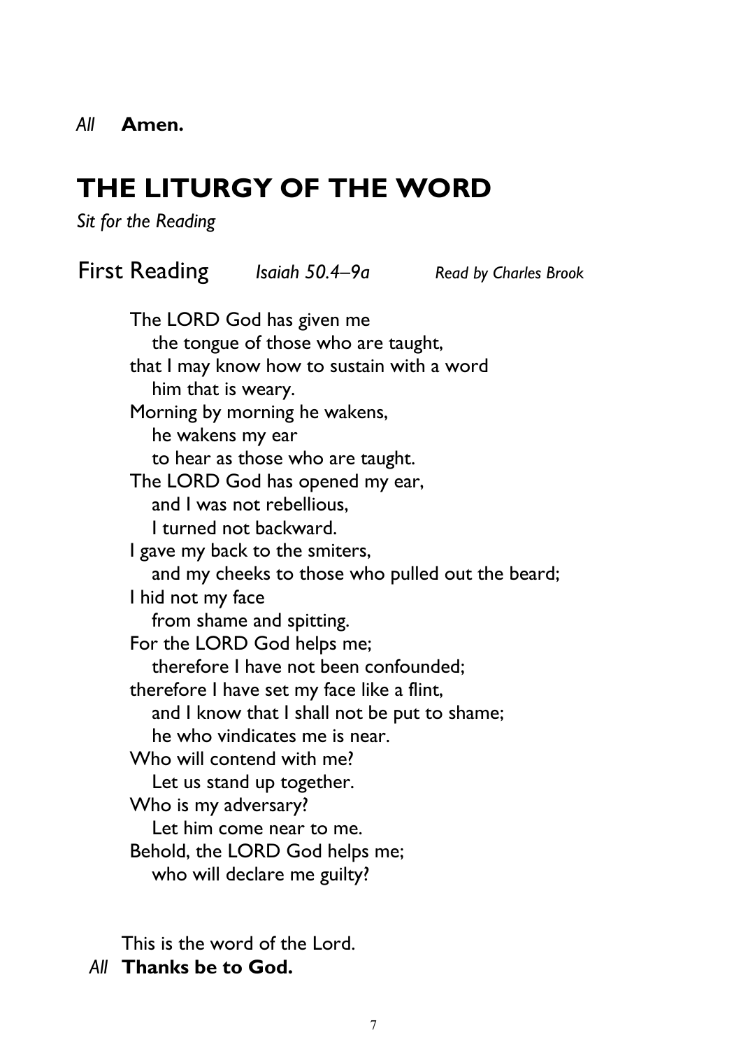*All* **Amen.**

# THE LITURGY OF THE WORD

*Sit for the Reading*

## First Reading *Isaiah 50.4–9a* *Read by Charles Brook*

The LORD God has given me  
  the tongue of those who are taught,  
that I may know how to sustain with a word  
  him that is weary.  
Morning by morning he wakens,  
  he wakens my ear  
  to hear as those who are taught.  
The LORD God has opened my ear,  
  and I was not rebellious,  
  I turned not backward.  
I gave my back to the smiters,  
  and my cheeks to those who pulled out the beard;  
I hid not my face  
  from shame and spitting.  
For the LORD God helps me;  
  therefore I have not been confounded;  
therefore I have set my face like a flint,  
  and I know that I shall not be put to shame;  
  he who vindicates me is near.  
Who will contend with me?  
  Let us stand up together.  
Who is my adversary?  
  Let him come near to me.  
Behold, the LORD God helps me;  
  who will declare me guilty?

This is the word of the Lord.  
*All* **Thanks be to God.**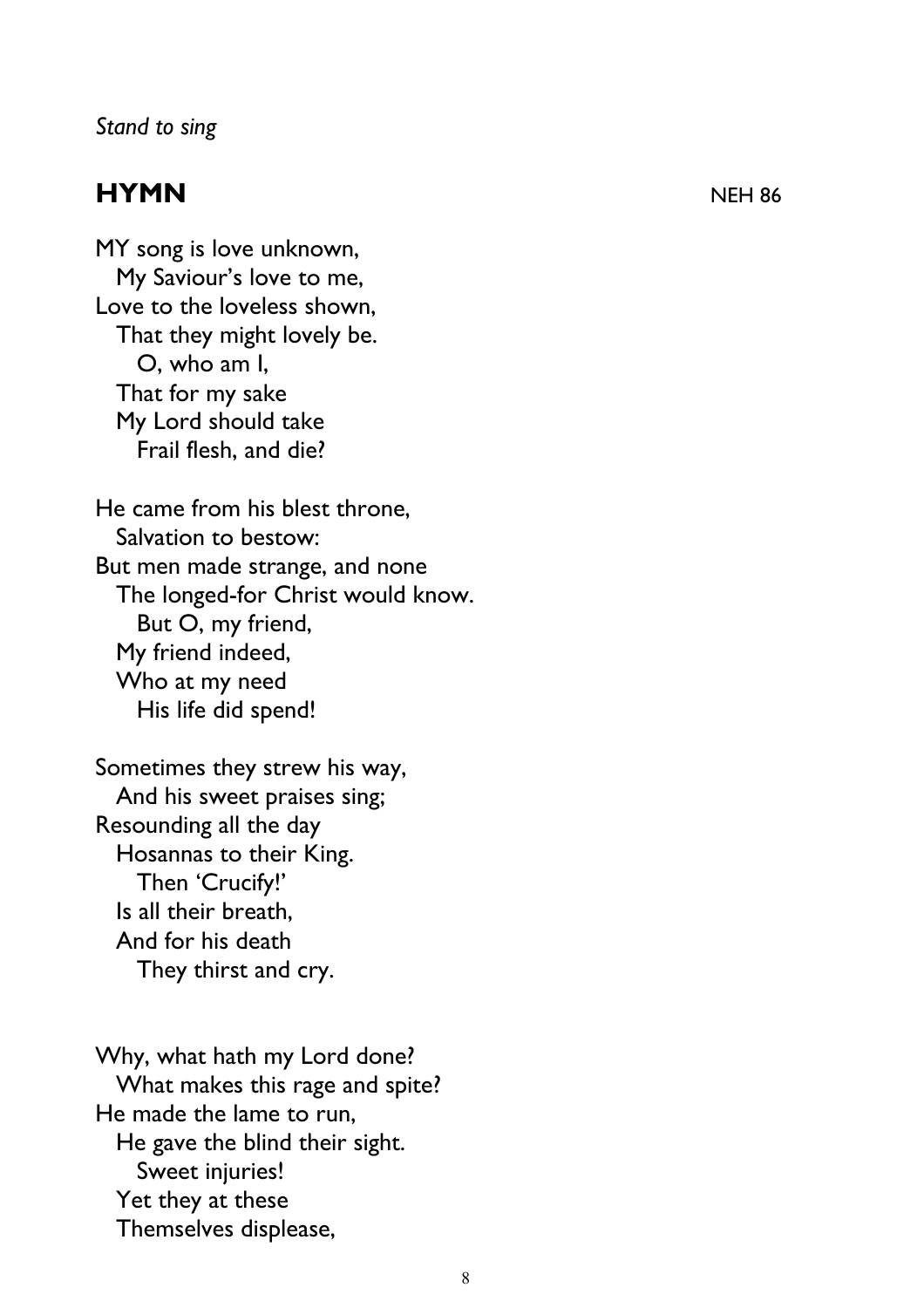*Stand to sing*

## HYMN

NEH 86

MY song is love unknown,
  My Saviour's love to me,
Love to the loveless shown,
  That they might lovely be.
    O, who am I,
  That for my sake
  My Lord should take
    Frail flesh, and die?

He came from his blest throne,
  Salvation to bestow:
But men made strange, and none
  The longed-for Christ would know.
    But O, my friend,
  My friend indeed,
  Who at my need
    His life did spend!

Sometimes they strew his way,
  And his sweet praises sing;
Resounding all the day
  Hosannas to their King.
    Then 'Crucify!'
  Is all their breath,
  And for his death
    They thirst and cry.

Why, what hath my Lord done?
  What makes this rage and spite?
He made the lame to run,
  He gave the blind their sight.
    Sweet injuries!
  Yet they at these
  Themselves displease,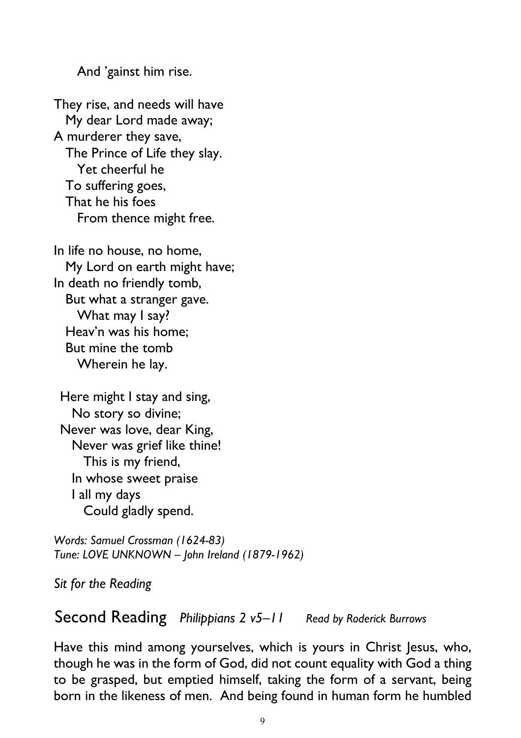And 'gainst him rise.

They rise, and needs will have
My dear Lord made away;
A murderer they save,
The Prince of Life they slay.
Yet cheerful he
To suffering goes,
That he his foes
From thence might free.

In life no house, no home,
My Lord on earth might have;
In death no friendly tomb,
But what a stranger gave.
What may I say?
Heav'n was his home;
But mine the tomb
Wherein he lay.

Here might I stay and sing,
No story so divine;
Never was love, dear King,
Never was grief like thine!
This is my friend,
In whose sweet praise
I all my days
Could gladly spend.

*Words: Samuel Crossman (1624-83)*
*Tune: LOVE UNKNOWN – John Ireland (1879-1962)*

*Sit for the Reading*

## Second Reading *Philippians 2 v5–11* *Read by Roderick Burrows*

Have this mind among yourselves, which is yours in Christ Jesus, who, though he was in the form of God, did not count equality with God a thing to be grasped, but emptied himself, taking the form of a servant, being born in the likeness of men. And being found in human form he humbled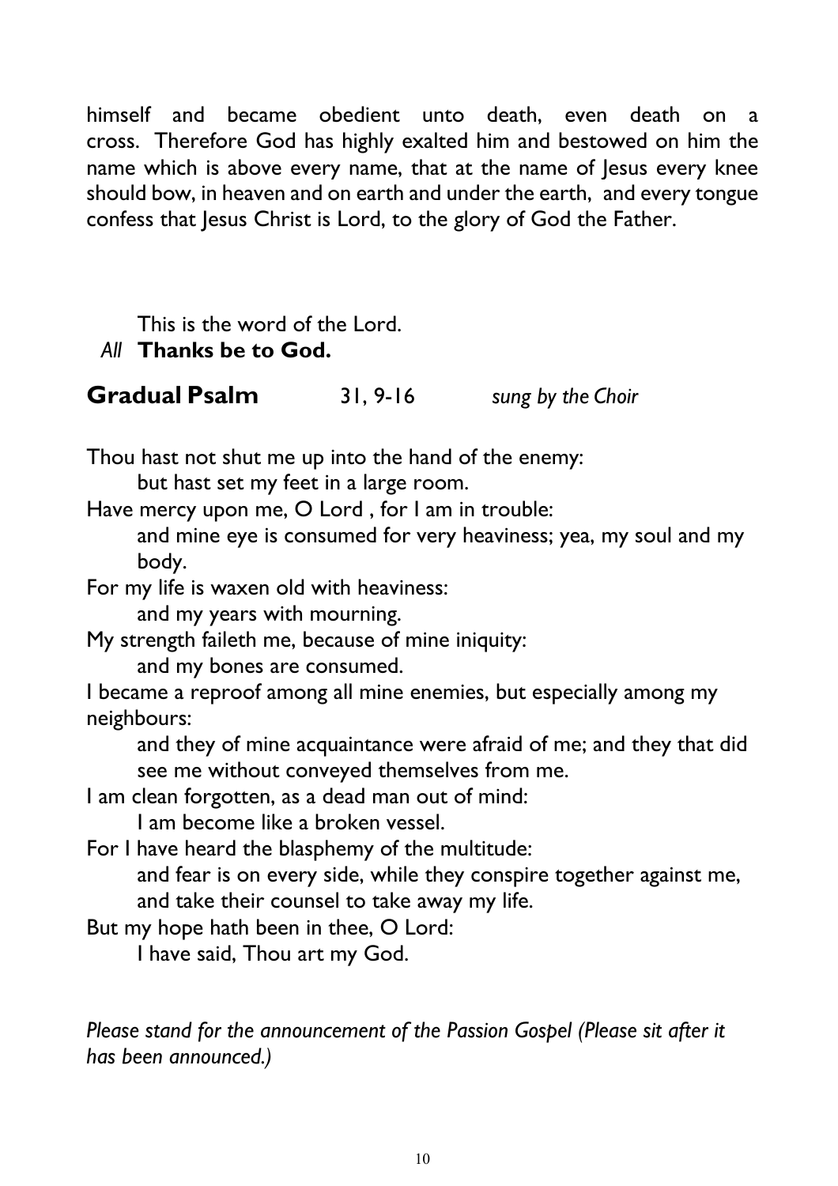himself and became obedient unto death, even death on a cross. Therefore God has highly exalted him and bestowed on him the name which is above every name, that at the name of Jesus every knee should bow, in heaven and on earth and under the earth, and every tongue confess that Jesus Christ is Lord, to the glory of God the Father.

This is the word of the Lord.
*All* **Thanks be to God.**

## Gradual Psalm 31, 9-16 *sung by the Choir*

Thou hast not shut me up into the hand of the enemy:
 but hast set my feet in a large room.
Have mercy upon me, O Lord , for I am in trouble:
 and mine eye is consumed for very heaviness; yea, my soul and my body.
For my life is waxen old with heaviness:
 and my years with mourning.
My strength faileth me, because of mine iniquity:
 and my bones are consumed.
I became a reproof among all mine enemies, but especially among my neighbours:
 and they of mine acquaintance were afraid of me; and they that did see me without conveyed themselves from me.
I am clean forgotten, as a dead man out of mind:
 I am become like a broken vessel.
For I have heard the blasphemy of the multitude:
 and fear is on every side, while they conspire together against me, and take their counsel to take away my life.
But my hope hath been in thee, O Lord:
 I have said, Thou art my God.

*Please stand for the announcement of the Passion Gospel (Please sit after it has been announced.)*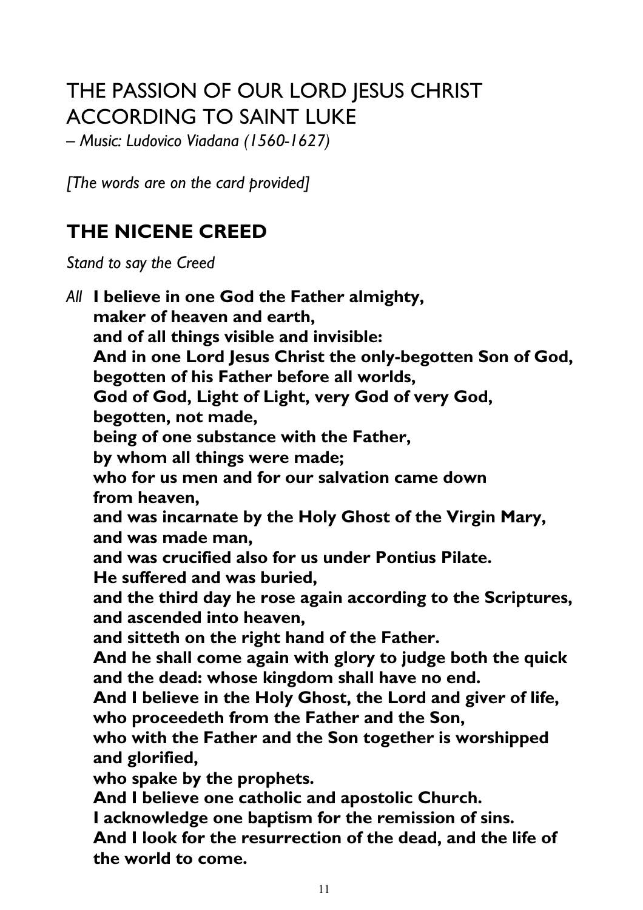## THE PASSION OF OUR LORD JESUS CHRIST ACCORDING TO SAINT LUKE

*– Music: Ludovico Viadana (1560-1627)*

*[The words are on the card provided]*

## THE NICENE CREED

*Stand to say the Creed*

*All* **I believe in one God the Father almighty,**
**maker of heaven and earth,**
**and of all things visible and invisible:**
**And in one Lord Jesus Christ the only-begotten Son of God,**
**begotten of his Father before all worlds,**
**God of God, Light of Light, very God of very God,**
**begotten, not made,**
**being of one substance with the Father,**
**by whom all things were made;**
**who for us men and for our salvation came down from heaven,**
**and was incarnate by the Holy Ghost of the Virgin Mary,**
**and was made man,**
**and was crucified also for us under Pontius Pilate.**
**He suffered and was buried,**
**and the third day he rose again according to the Scriptures,**
**and ascended into heaven,**
**and sitteth on the right hand of the Father.**
**And he shall come again with glory to judge both the quick and the dead: whose kingdom shall have no end.**
**And I believe in the Holy Ghost, the Lord and giver of life,**
**who proceedeth from the Father and the Son,**
**who with the Father and the Son together is worshipped and glorified,**
**who spake by the prophets.**
**And I believe one catholic and apostolic Church.**
**I acknowledge one baptism for the remission of sins.**
**And I look for the resurrection of the dead, and the life of the world to come.**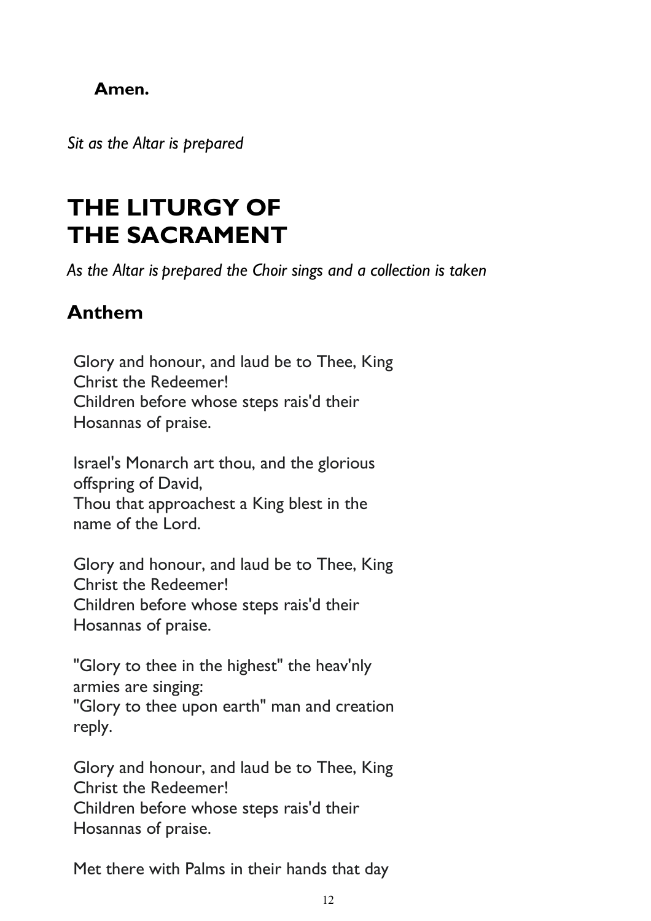**Amen.**

*Sit as the Altar is prepared*

# THE LITURGY OF THE SACRAMENT

*As the Altar is prepared the Choir sings and a collection is taken*

## Anthem

Glory and honour, and laud be to Thee, King Christ the Redeemer!
Children before whose steps rais'd their Hosannas of praise.

Israel's Monarch art thou, and the glorious offspring of David,
Thou that approachest a King blest in the name of the Lord.

Glory and honour, and laud be to Thee, King Christ the Redeemer!
Children before whose steps rais'd their Hosannas of praise.

"Glory to thee in the highest" the heav'nly armies are singing:
"Glory to thee upon earth" man and creation reply.

Glory and honour, and laud be to Thee, King Christ the Redeemer!
Children before whose steps rais'd their Hosannas of praise.

Met there with Palms in their hands that day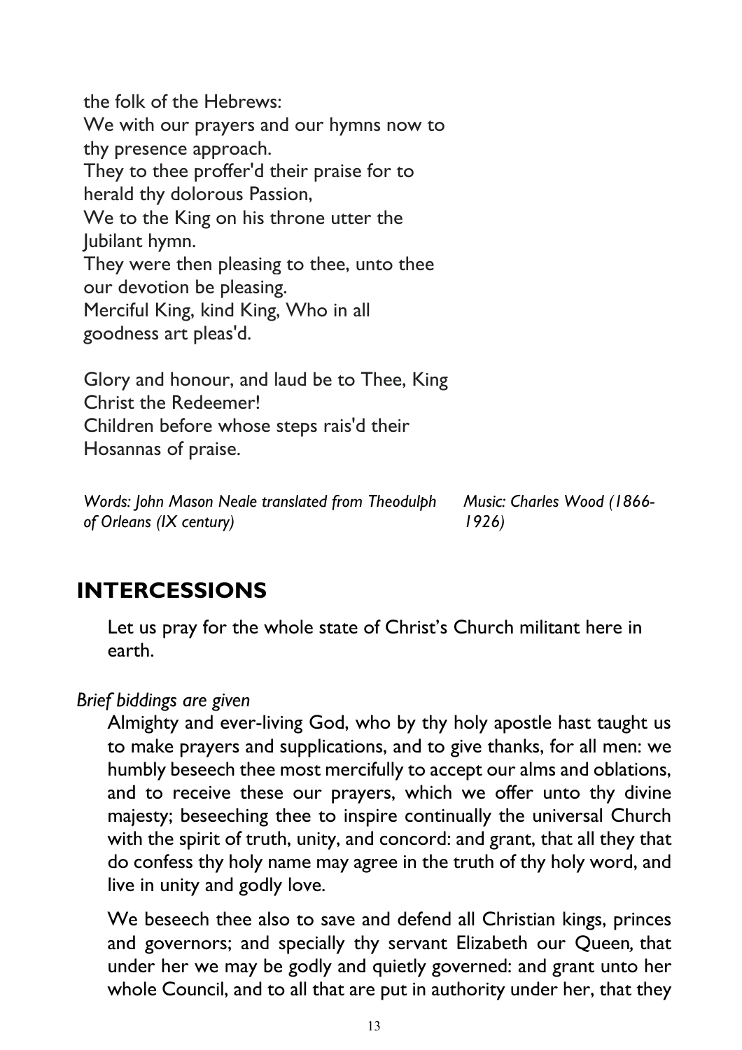the folk of the Hebrews:
We with our prayers and our hymns now to thy presence approach.
They to thee proffer'd their praise for to herald thy dolorous Passion,
We to the King on his throne utter the Jubilant hymn.
They were then pleasing to thee, unto thee our devotion be pleasing.
Merciful King, kind King, Who in all goodness art pleas'd.

Glory and honour, and laud be to Thee, King Christ the Redeemer!
Children before whose steps rais'd their Hosannas of praise.

*Words: John Mason Neale translated from Theodulph of Orleans (IX century)*
*Music: Charles Wood (1866-1926)*

## INTERCESSIONS

Let us pray for the whole state of Christ's Church militant here in earth.

*Brief biddings are given*

Almighty and ever-living God, who by thy holy apostle hast taught us to make prayers and supplications, and to give thanks, for all men: we humbly beseech thee most mercifully to accept our alms and oblations, and to receive these our prayers, which we offer unto thy divine majesty; beseeching thee to inspire continually the universal Church with the spirit of truth, unity, and concord: and grant, that all they that do confess thy holy name may agree in the truth of thy holy word, and live in unity and godly love.

We beseech thee also to save and defend all Christian kings, princes and governors; and specially thy servant Elizabeth our Queen*,* that under her we may be godly and quietly governed: and grant unto her whole Council, and to all that are put in authority under her, that they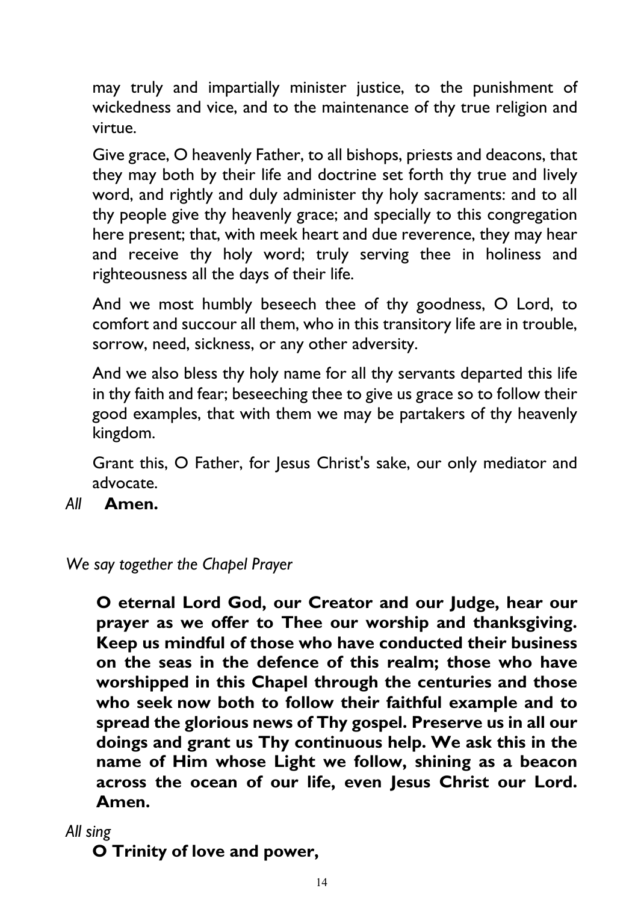may truly and impartially minister justice, to the punishment of wickedness and vice, and to the maintenance of thy true religion and virtue.

Give grace, O heavenly Father, to all bishops, priests and deacons, that they may both by their life and doctrine set forth thy true and lively word, and rightly and duly administer thy holy sacraments: and to all thy people give thy heavenly grace; and specially to this congregation here present; that, with meek heart and due reverence, they may hear and receive thy holy word; truly serving thee in holiness and righteousness all the days of their life.

And we most humbly beseech thee of thy goodness, O Lord, to comfort and succour all them, who in this transitory life are in trouble, sorrow, need, sickness, or any other adversity.

And we also bless thy holy name for all thy servants departed this life in thy faith and fear; beseeching thee to give us grace so to follow their good examples, that with them we may be partakers of thy heavenly kingdom.

Grant this, O Father, for Jesus Christ's sake, our only mediator and advocate.

*All* **Amen.**

*We say together the Chapel Prayer*

**O eternal Lord God, our Creator and our Judge, hear our prayer as we offer to Thee our worship and thanksgiving. Keep us mindful of those who have conducted their business on the seas in the defence of this realm; those who have worshipped in this Chapel through the centuries and those who seek now both to follow their faithful example and to spread the glorious news of Thy gospel. Preserve us in all our doings and grant us Thy continuous help. We ask this in the name of Him whose Light we follow, shining as a beacon across the ocean of our life, even Jesus Christ our Lord. Amen.**

*All sing*

**O Trinity of love and power,**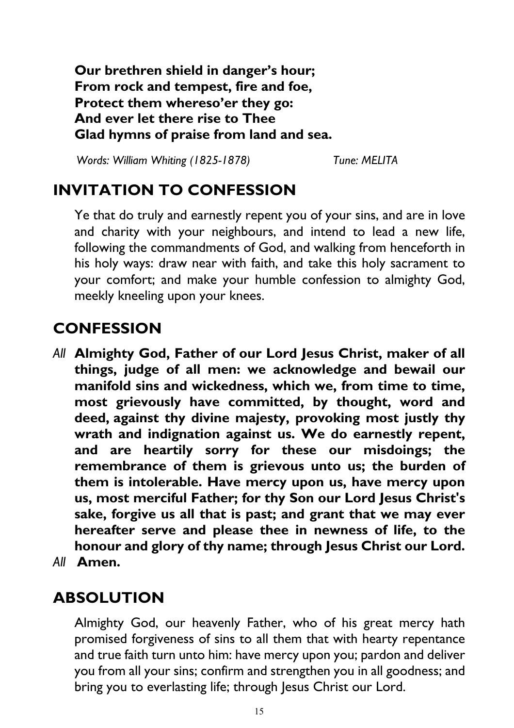**Our brethren shield in danger's hour;**
**From rock and tempest, fire and foe,**
**Protect them whereso'er they go:**
**And ever let there rise to Thee**
**Glad hymns of praise from land and sea.**

*Words: William Whiting (1825-1878)* *Tune: MELITA*

## INVITATION TO CONFESSION

Ye that do truly and earnestly repent you of your sins, and are in love and charity with your neighbours, and intend to lead a new life, following the commandments of God, and walking from henceforth in his holy ways: draw near with faith, and take this holy sacrament to your comfort; and make your humble confession to almighty God, meekly kneeling upon your knees.

## CONFESSION

*All* **Almighty God, Father of our Lord Jesus Christ, maker of all things, judge of all men: we acknowledge and bewail our manifold sins and wickedness, which we, from time to time, most grievously have committed, by thought, word and deed, against thy divine majesty, provoking most justly thy wrath and indignation against us. We do earnestly repent, and are heartily sorry for these our misdoings; the remembrance of them is grievous unto us; the burden of them is intolerable. Have mercy upon us, have mercy upon us, most merciful Father; for thy Son our Lord Jesus Christ's sake, forgive us all that is past; and grant that we may ever hereafter serve and please thee in newness of life, to the honour and glory of thy name; through Jesus Christ our Lord.**

*All* **Amen.**

## ABSOLUTION

Almighty God, our heavenly Father, who of his great mercy hath promised forgiveness of sins to all them that with hearty repentance and true faith turn unto him: have mercy upon you; pardon and deliver you from all your sins; confirm and strengthen you in all goodness; and bring you to everlasting life; through Jesus Christ our Lord.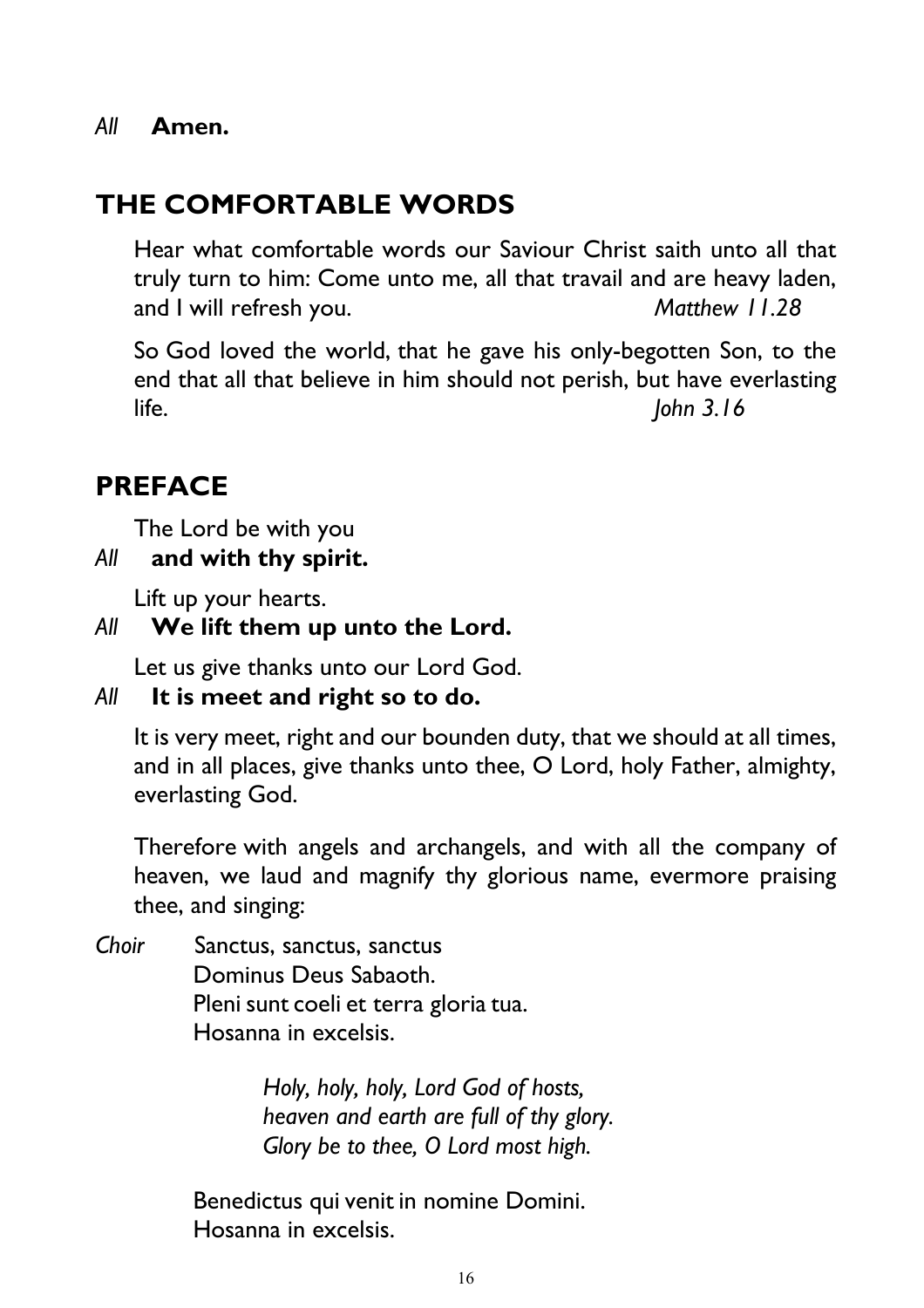*All* **Amen.**

## THE COMFORTABLE WORDS

Hear what comfortable words our Saviour Christ saith unto all that truly turn to him: Come unto me, all that travail and are heavy laden, and I will refresh you. *Matthew 11.28*

So God loved the world, that he gave his only-begotten Son, to the end that all that believe in him should not perish, but have everlasting life. *John 3.16*

## PREFACE

The Lord be with you

*All* **and with thy spirit.**

Lift up your hearts.

*All* **We lift them up unto the Lord.**

Let us give thanks unto our Lord God.

*All* **It is meet and right so to do.**

It is very meet, right and our bounden duty, that we should at all times, and in all places, give thanks unto thee, O Lord, holy Father, almighty, everlasting God.

Therefore with angels and archangels, and with all the company of heaven, we laud and magnify thy glorious name, evermore praising thee, and singing:

*Choir* Sanctus, sanctus, sanctus
Dominus Deus Sabaoth.
Pleni sunt coeli et terra gloria tua.
Hosanna in excelsis.

*Holy, holy, holy, Lord God of hosts,*
*heaven and earth are full of thy glory.*
*Glory be to thee, O Lord most high.*

Benedictus qui venit in nomine Domini.
Hosanna in excelsis.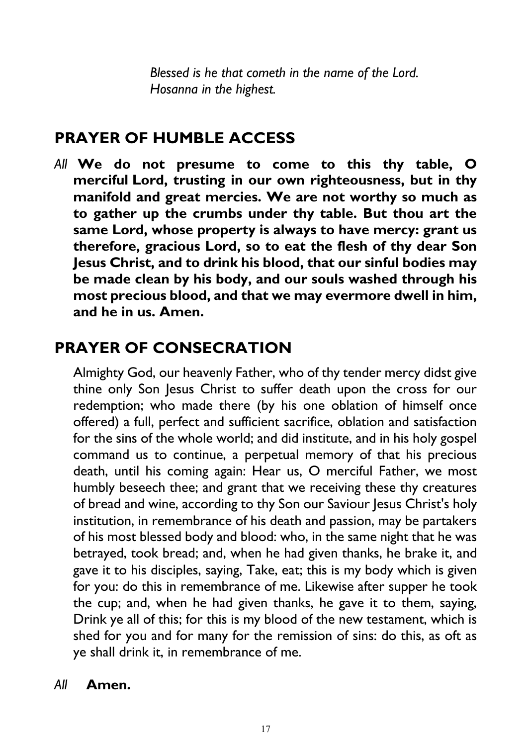*Blessed is he that cometh in the name of the Lord.*
*Hosanna in the highest.*

## PRAYER OF HUMBLE ACCESS

*All* **We do not presume to come to this thy table, O merciful Lord, trusting in our own righteousness, but in thy manifold and great mercies. We are not worthy so much as to gather up the crumbs under thy table. But thou art the same Lord, whose property is always to have mercy: grant us therefore, gracious Lord, so to eat the flesh of thy dear Son Jesus Christ, and to drink his blood, that our sinful bodies may be made clean by his body, and our souls washed through his most precious blood, and that we may evermore dwell in him, and he in us. Amen.**

## PRAYER OF CONSECRATION

Almighty God, our heavenly Father, who of thy tender mercy didst give thine only Son Jesus Christ to suffer death upon the cross for our redemption; who made there (by his one oblation of himself once offered) a full, perfect and sufficient sacrifice, oblation and satisfaction for the sins of the whole world; and did institute, and in his holy gospel command us to continue, a perpetual memory of that his precious death, until his coming again: Hear us, O merciful Father, we most humbly beseech thee; and grant that we receiving these thy creatures of bread and wine, according to thy Son our Saviour Jesus Christ's holy institution, in remembrance of his death and passion, may be partakers of his most blessed body and blood: who, in the same night that he was betrayed, took bread; and, when he had given thanks, he brake it, and gave it to his disciples, saying, Take, eat; this is my body which is given for you: do this in remembrance of me. Likewise after supper he took the cup; and, when he had given thanks, he gave it to them, saying, Drink ye all of this; for this is my blood of the new testament, which is shed for you and for many for the remission of sins: do this, as oft as ye shall drink it, in remembrance of me.

*All* **Amen.**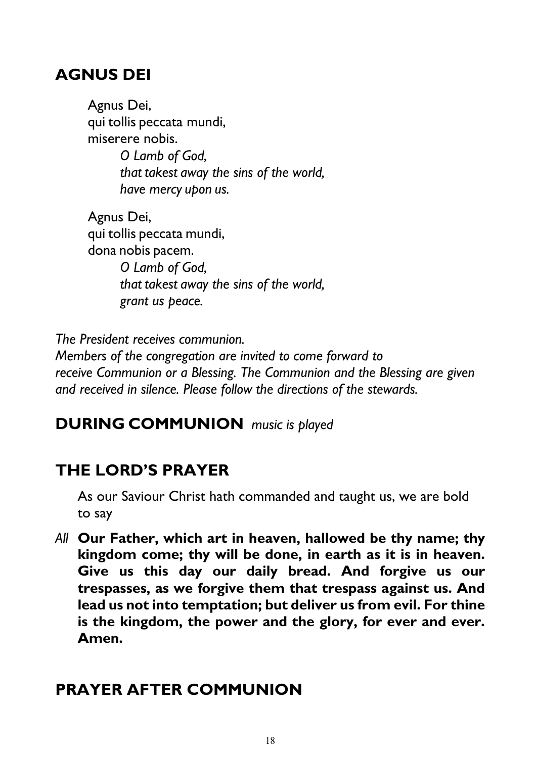## AGNUS DEI

Agnus Dei,
qui tollis peccata mundi,
miserere nobis.

*O Lamb of God,*
*that takest away the sins of the world,*
*have mercy upon us.*

Agnus Dei,
qui tollis peccata mundi,
dona nobis pacem.

*O Lamb of God,*
*that takest away the sins of the world,*
*grant us peace.*

*The President receives communion.*
*Members of the congregation are invited to come forward to receive Communion or a Blessing. The Communion and the Blessing are given and received in silence. Please follow the directions of the stewards.*

## DURING COMMUNION *music is played*

## THE LORD'S PRAYER

As our Saviour Christ hath commanded and taught us, we are bold to say

*All* **Our Father, which art in heaven, hallowed be thy name; thy kingdom come; thy will be done, in earth as it is in heaven. Give us this day our daily bread. And forgive us our trespasses, as we forgive them that trespass against us. And lead us not into temptation; but deliver us from evil. For thine is the kingdom, the power and the glory, for ever and ever. Amen.**

## PRAYER AFTER COMMUNION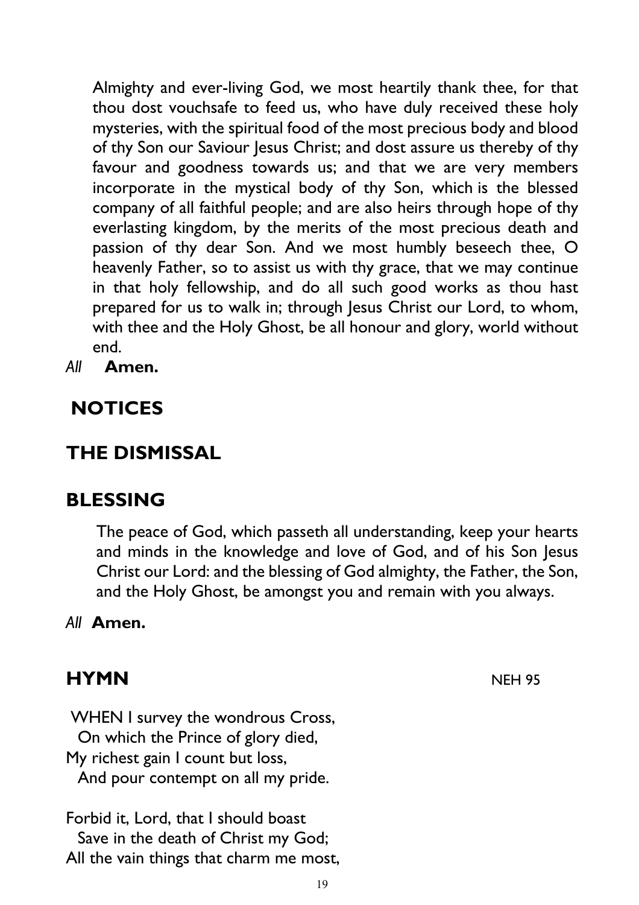Almighty and ever-living God, we most heartily thank thee, for that thou dost vouchsafe to feed us, who have duly received these holy mysteries, with the spiritual food of the most precious body and blood of thy Son our Saviour Jesus Christ; and dost assure us thereby of thy favour and goodness towards us; and that we are very members incorporate in the mystical body of thy Son, which is the blessed company of all faithful people; and are also heirs through hope of thy everlasting kingdom, by the merits of the most precious death and passion of thy dear Son. And we most humbly beseech thee, O heavenly Father, so to assist us with thy grace, that we may continue in that holy fellowship, and do all such good works as thou hast prepared for us to walk in; through Jesus Christ our Lord, to whom, with thee and the Holy Ghost, be all honour and glory, world without end.

*All* **Amen.**

## NOTICES

## THE DISMISSAL

## BLESSING

The peace of God, which passeth all understanding, keep your hearts and minds in the knowledge and love of God, and of his Son Jesus Christ our Lord: and the blessing of God almighty, the Father, the Son, and the Holy Ghost, be amongst you and remain with you always.

*All* **Amen.**

## HYMN NEH 95

WHEN I survey the wondrous Cross,  
On which the Prince of glory died,  
My richest gain I count but loss,  
And pour contempt on all my pride.

Forbid it, Lord, that I should boast  
Save in the death of Christ my God;  
All the vain things that charm me most,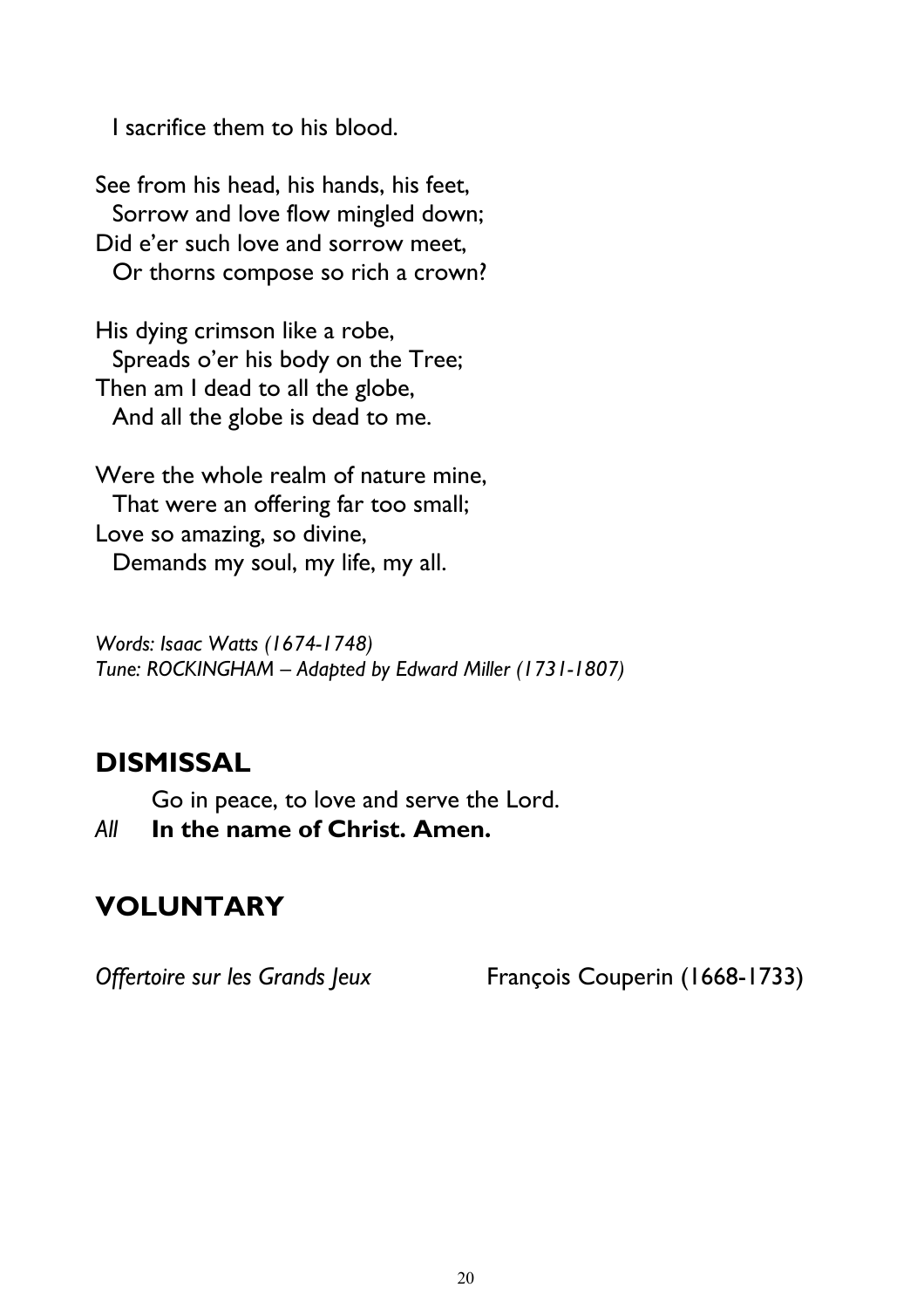I sacrifice them to his blood.

See from his head, his hands, his feet,  
Sorrow and love flow mingled down;  
Did e'er such love and sorrow meet,  
Or thorns compose so rich a crown?

His dying crimson like a robe,  
Spreads o'er his body on the Tree;  
Then am I dead to all the globe,  
And all the globe is dead to me.

Were the whole realm of nature mine,  
That were an offering far too small;  
Love so amazing, so divine,  
Demands my soul, my life, my all.

*Words: Isaac Watts (1674-1748)*  
*Tune: ROCKINGHAM – Adapted by Edward Miller (1731-1807)*

## DISMISSAL

Go in peace, to love and serve the Lord.

*All* **In the name of Christ. Amen.**

## VOLUNTARY

*Offertoire sur les Grands Jeux* François Couperin (1668-1733)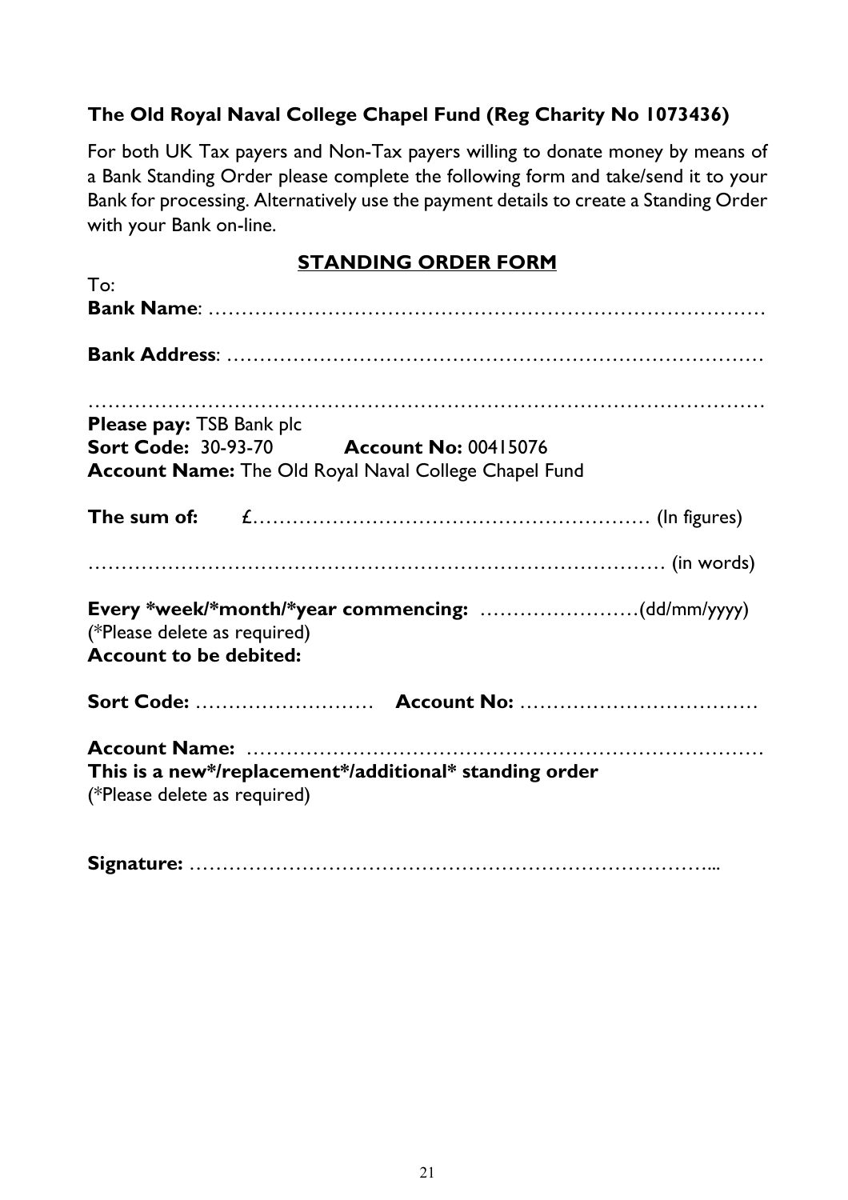**The Old Royal Naval College Chapel Fund (Reg Charity No 1073436)**

For both UK Tax payers and Non-Tax payers willing to donate money by means of a Bank Standing Order please complete the following form and take/send it to your Bank for processing. Alternatively use the payment details to create a Standing Order with your Bank on-line.

**STANDING ORDER FORM**

To:

**Bank Name**: ………………………………………………………………………………

**Bank Address**: ………………………………………………………………………

…………………………………………………………………………………………………

**Please pay:** TSB Bank plc

**Sort Code:** 30-93-70 **Account No:** 00415076

**Account Name:** The Old Royal Naval College Chapel Fund

**The sum of:** £………………………………………………… (In figures)

……………………………………………………………………………… (in words)

**Every *week/*month/*year commencing:** ……………………(dd/mm/yyyy)

(*Please delete as required)

**Account to be debited:**

**Sort Code:** ……………………… **Account No:** ………………………………

**Account Name:** ……………………………………………………………………

**This is a new*/replacement*/additional* standing order**

(*Please delete as required)

**Signature:** ………………………………………………………………………...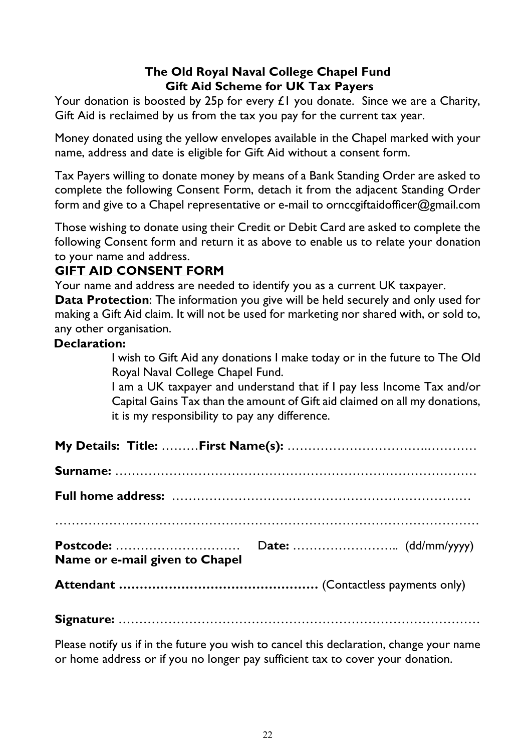**The Old Royal Naval College Chapel Fund**
**Gift Aid Scheme for UK Tax Payers**

Your donation is boosted by 25p for every £1 you donate. Since we are a Charity, Gift Aid is reclaimed by us from the tax you pay for the current tax year.

Money donated using the yellow envelopes available in the Chapel marked with your name, address and date is eligible for Gift Aid without a consent form.

Tax Payers willing to donate money by means of a Bank Standing Order are asked to complete the following Consent Form, detach it from the adjacent Standing Order form and give to a Chapel representative or e-mail to ornccgiftaidofficer@gmail.com

Those wishing to donate using their Credit or Debit Card are asked to complete the following Consent form and return it as above to enable us to relate your donation to your name and address.

## GIFT AID CONSENT FORM

Your name and address are needed to identify you as a current UK taxpayer.

**Data Protection**: The information you give will be held securely and only used for making a Gift Aid claim. It will not be used for marketing nor shared with, or sold to, any other organisation.

**Declaration:**

> I wish to Gift Aid any donations I make today or in the future to The Old Royal Naval College Chapel Fund.
>
> I am a UK taxpayer and understand that if I pay less Income Tax and/or Capital Gains Tax than the amount of Gift aid claimed on all my donations, it is my responsibility to pay any difference.

**My Details: Title:** ………**First Name(s):** …………………………..…………

**Surname:** ………………………………………………………………………

**Full home address:** ………………………………………………………………

……………………………………………………………………………………

**Postcode:** ………………………… D**ate:** …………………….. (dd/mm/yyyy)

**Name or e-mail given to Chapel**

**Attendant …………………………………………** (Contactless payments only)

**Signature:** ………………………………………………………………………

Please notify us if in the future you wish to cancel this declaration, change your name or home address or if you no longer pay sufficient tax to cover your donation.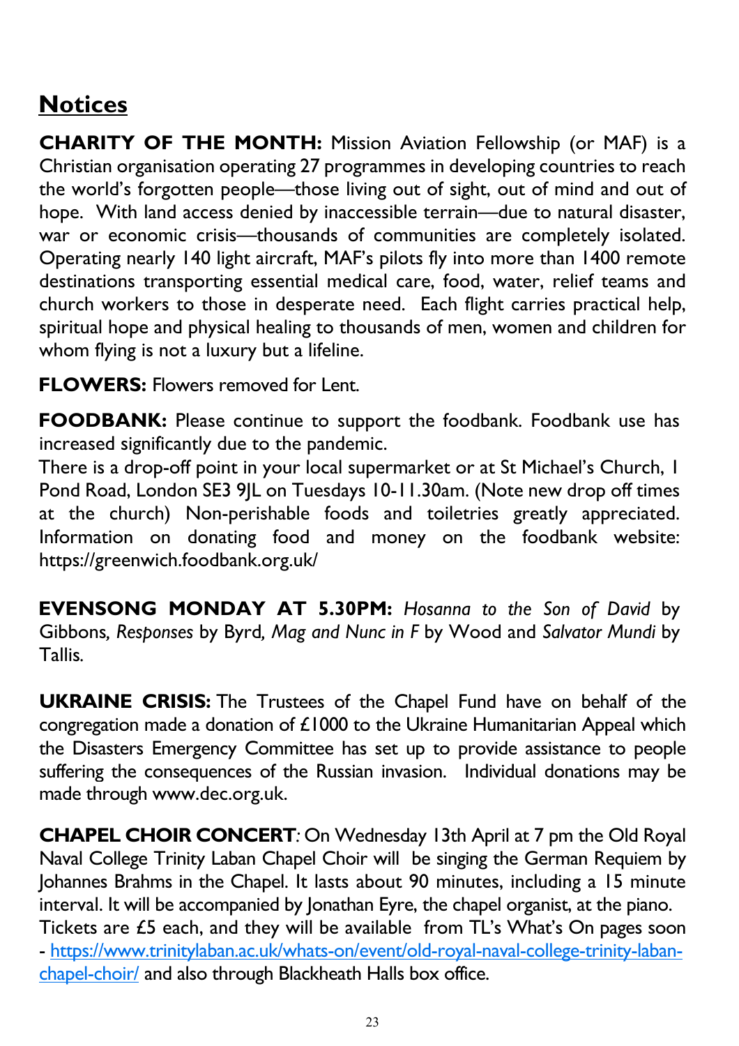## Notices

**CHARITY OF THE MONTH:** Mission Aviation Fellowship (or MAF) is a Christian organisation operating 27 programmes in developing countries to reach the world's forgotten people—those living out of sight, out of mind and out of hope. With land access denied by inaccessible terrain—due to natural disaster, war or economic crisis—thousands of communities are completely isolated. Operating nearly 140 light aircraft, MAF's pilots fly into more than 1400 remote destinations transporting essential medical care, food, water, relief teams and church workers to those in desperate need. Each flight carries practical help, spiritual hope and physical healing to thousands of men, women and children for whom flying is not a luxury but a lifeline.

**FLOWERS:** Flowers removed for Lent.

**FOODBANK:** Please continue to support the foodbank. Foodbank use has increased significantly due to the pandemic.
There is a drop-off point in your local supermarket or at St Michael's Church, 1 Pond Road, London SE3 9JL on Tuesdays 10-11.30am. (Note new drop off times at the church) Non-perishable foods and toiletries greatly appreciated. Information on donating food and money on the foodbank website: https://greenwich.foodbank.org.uk/

**EVENSONG MONDAY AT 5.30PM:** *Hosanna to the Son of David* by Gibbons, *Responses* by Byrd, *Mag and Nunc in F* by Wood and *Salvator Mundi* by Tallis.

**UKRAINE CRISIS:** The Trustees of the Chapel Fund have on behalf of the congregation made a donation of £1000 to the Ukraine Humanitarian Appeal which the Disasters Emergency Committee has set up to provide assistance to people suffering the consequences of the Russian invasion. Individual donations may be made through www.dec.org.uk.

**CHAPEL CHOIR CONCERT**: On Wednesday 13th April at 7 pm the Old Royal Naval College Trinity Laban Chapel Choir will be singing the German Requiem by Johannes Brahms in the Chapel. It lasts about 90 minutes, including a 15 minute interval. It will be accompanied by Jonathan Eyre, the chapel organist, at the piano.
Tickets are £5 each, and they will be available from TL's What's On pages soon - https://www.trinitylaban.ac.uk/whats-on/event/old-royal-naval-college-trinity-laban-chapel-choir/ and also through Blackheath Halls box office.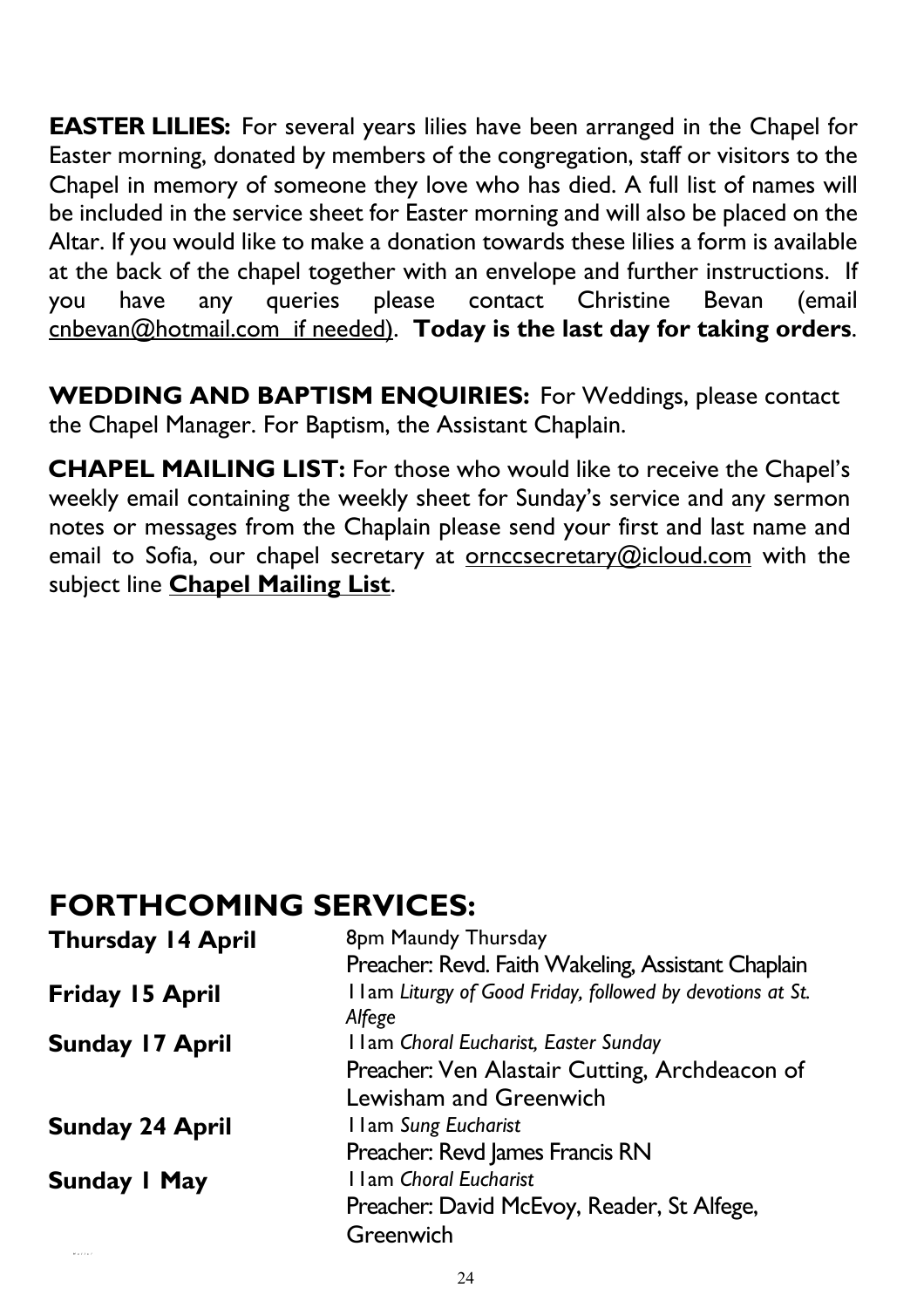**EASTER LILIES:** For several years lilies have been arranged in the Chapel for Easter morning, donated by members of the congregation, staff or visitors to the Chapel in memory of someone they love who has died. A full list of names will be included in the service sheet for Easter morning and will also be placed on the Altar. If you would like to make a donation towards these lilies a form is available at the back of the chapel together with an envelope and further instructions. If you have any queries please contact Christine Bevan (email cnbevan@hotmail.com if needed). **Today is the last day for taking orders**.

**WEDDING AND BAPTISM ENQUIRIES:** For Weddings, please contact the Chapel Manager. For Baptism, the Assistant Chaplain.

**CHAPEL MAILING LIST:** For those who would like to receive the Chapel's weekly email containing the weekly sheet for Sunday's service and any sermon notes or messages from the Chaplain please send your first and last name and email to Sofia, our chapel secretary at ornccsecretary@icloud.com with the subject line **Chapel Mailing List**.

## FORTHCOMING SERVICES:

| | |
|---|---|
| **Thursday 14 April** | 8pm Maundy Thursday<br>Preacher: Revd. Faith Wakeling, Assistant Chaplain |
| **Friday 15 April** | 11am *Liturgy of Good Friday, followed by devotions at St. Alfege* |
| **Sunday 17 April** | 11am *Choral Eucharist, Easter Sunday*<br>Preacher: Ven Alastair Cutting, Archdeacon of Lewisham and Greenwich |
| **Sunday 24 April** | 11am *Sung Eucharist*<br>Preacher: Revd James Francis RN |
| **Sunday 1 May** | 11am *Choral Eucharist*<br>Preacher: David McEvoy, Reader, St Alfege, Greenwich |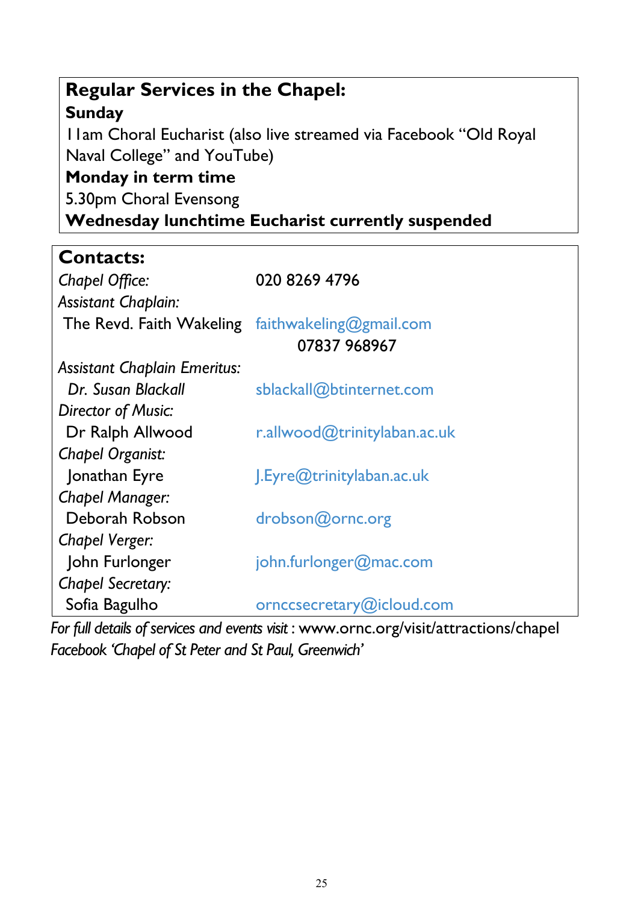**Regular Services in the Chapel:**

**Sunday**

11am Choral Eucharist (also live streamed via Facebook "Old Royal Naval College" and YouTube)

**Monday in term time**

5.30pm Choral Evensong

**Wednesday lunchtime Eucharist currently suspended**

**Contacts:**

| | |
|---|---|
| *Chapel Office:* | 020 8269 4796 |
| *Assistant Chaplain:* | |
| The Revd. Faith Wakeling | faithwakeling@gmail.com<br>07837 968967 |
| *Assistant Chaplain Emeritus:* | |
| *Dr. Susan Blackall* | sblackall@btinternet.com |
| *Director of Music:* | |
| Dr Ralph Allwood | r.allwood@trinitylaban.ac.uk |
| *Chapel Organist:* | |
| Jonathan Eyre | J.Eyre@trinitylaban.ac.uk |
| *Chapel Manager:* | |
| Deborah Robson | drobson@ornc.org |
| *Chapel Verger:* | |
| John Furlonger | john.furlonger@mac.com |
| *Chapel Secretary:* | |
| Sofia Bagulho | ornccsecretary@icloud.com |

*For full details of services and events visit* : www.ornc.org/visit/attractions/chapel

*Facebook 'Chapel of St Peter and St Paul, Greenwich'*